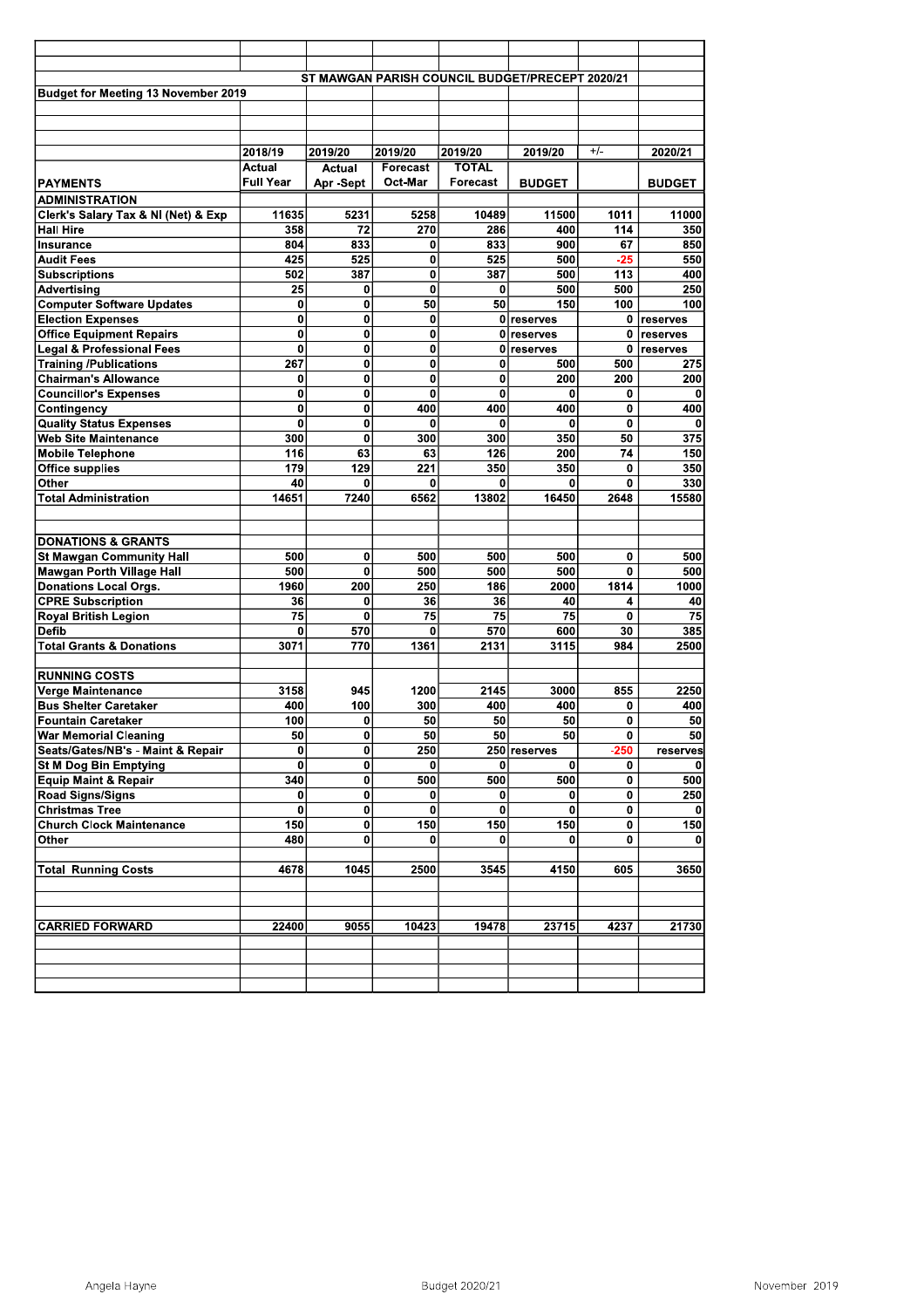## ST MAWGAN PARISH COUNCIL BUDGET/PRECEPT 2020/21

**Budget for Meeting 13 November 2019**

| | 2018/19 | 2019/20 | 2019/20 | 2019/20 | 2019/20 | +/- | 2020/21 |
|---|---|---|---|---|---|---|---|
| **PAYMENTS** | **Actual Full Year** | **Actual Apr -Sept** | **Forecast Oct-Mar** | **TOTAL Forecast** | **BUDGET** | | **BUDGET** |
| **ADMINISTRATION** | | | | | | | |
| Clerk's Salary Tax & NI (Net) & Exp | 11635 | 5231 | 5258 | 10489 | 11500 | 1011 | 11000 |
| Hall Hire | 358 | 72 | 270 | 286 | 400 | 114 | 350 |
| Insurance | 804 | 833 | 0 | 833 | 900 | 67 | 850 |
| Audit Fees | 425 | 525 | 0 | 525 | 500 | -25 | 550 |
| Subscriptions | 502 | 387 | 0 | 387 | 500 | 113 | 400 |
| Advertising | 25 | 0 | 0 | 0 | 500 | 500 | 250 |
| Computer Software Updates | 0 | 0 | 50 | 50 | 150 | 100 | 100 |
| Election Expenses | 0 | 0 | 0 | 0 | reserves | 0 | reserves |
| Office Equipment Repairs | 0 | 0 | 0 | 0 | reserves | 0 | reserves |
| Legal & Professional Fees | 0 | 0 | 0 | 0 | reserves | 0 | reserves |
| Training /Publications | 267 | 0 | 0 | 0 | 500 | 500 | 275 |
| Chairman's Allowance | 0 | 0 | 0 | 0 | 200 | 200 | 200 |
| Councillor's Expenses | 0 | 0 | 0 | 0 | 0 | 0 | 0 |
| Contingency | 0 | 0 | 400 | 400 | 400 | 0 | 400 |
| Quality Status Expenses | 0 | 0 | 0 | 0 | 0 | 0 | 0 |
| Web Site Maintenance | 300 | 0 | 300 | 300 | 350 | 50 | 375 |
| Mobile Telephone | 116 | 63 | 63 | 126 | 200 | 74 | 150 |
| Office supplies | 179 | 129 | 221 | 350 | 350 | 0 | 350 |
| Other | 40 | 0 | 0 | 0 | 0 | 0 | 330 |
| **Total Administration** | 14651 | 7240 | 6562 | 13802 | 16450 | 2648 | 15580 |
| | | | | | | | |
| **DONATIONS & GRANTS** | | | | | | | |
| St Mawgan Community Hall | 500 | 0 | 500 | 500 | 500 | 0 | 500 |
| Mawgan Porth Village Hall | 500 | 0 | 500 | 500 | 500 | 0 | 500 |
| Donations Local Orgs. | 1960 | 200 | 250 | 186 | 2000 | 1814 | 1000 |
| CPRE Subscription | 36 | 0 | 36 | 36 | 40 | 4 | 40 |
| Royal British Legion | 75 | 0 | 75 | 75 | 75 | 0 | 75 |
| Defib | 0 | 570 | 0 | 570 | 600 | 30 | 385 |
| **Total Grants & Donations** | 3071 | 770 | 1361 | 2131 | 3115 | 984 | 2500 |
| | | | | | | | |
| **RUNNING COSTS** | | | | | | | |
| Verge Maintenance | 3158 | 945 | 1200 | 2145 | 3000 | 855 | 2250 |
| Bus Shelter Caretaker | 400 | 100 | 300 | 400 | 400 | 0 | 400 |
| Fountain Caretaker | 100 | 0 | 50 | 50 | 50 | 0 | 50 |
| War Memorial Cleaning | 50 | 0 | 50 | 50 | 50 | 0 | 50 |
| Seats/Gates/NB's - Maint & Repair | 0 | 0 | 250 | 250 | reserves | -250 | reserves |
| St M Dog Bin Emptying | 0 | 0 | 0 | 0 | 0 | 0 | 0 |
| Equip Maint & Repair | 340 | 0 | 500 | 500 | 500 | 0 | 500 |
| Road Signs/Signs | 0 | 0 | 0 | 0 | 0 | 0 | 250 |
| Christmas Tree | 0 | 0 | 0 | 0 | 0 | 0 | 0 |
| Church Clock Maintenance | 150 | 0 | 150 | 150 | 150 | 0 | 150 |
| Other | 480 | 0 | 0 | 0 | 0 | 0 | 0 |
| | | | | | | | |
| **Total Running Costs** | 4678 | 1045 | 2500 | 3545 | 4150 | 605 | 3650 |
| | | | | | | | |
| **CARRIED FORWARD** | 22400 | 9055 | 10423 | 19478 | 23715 | 4237 | 21730 |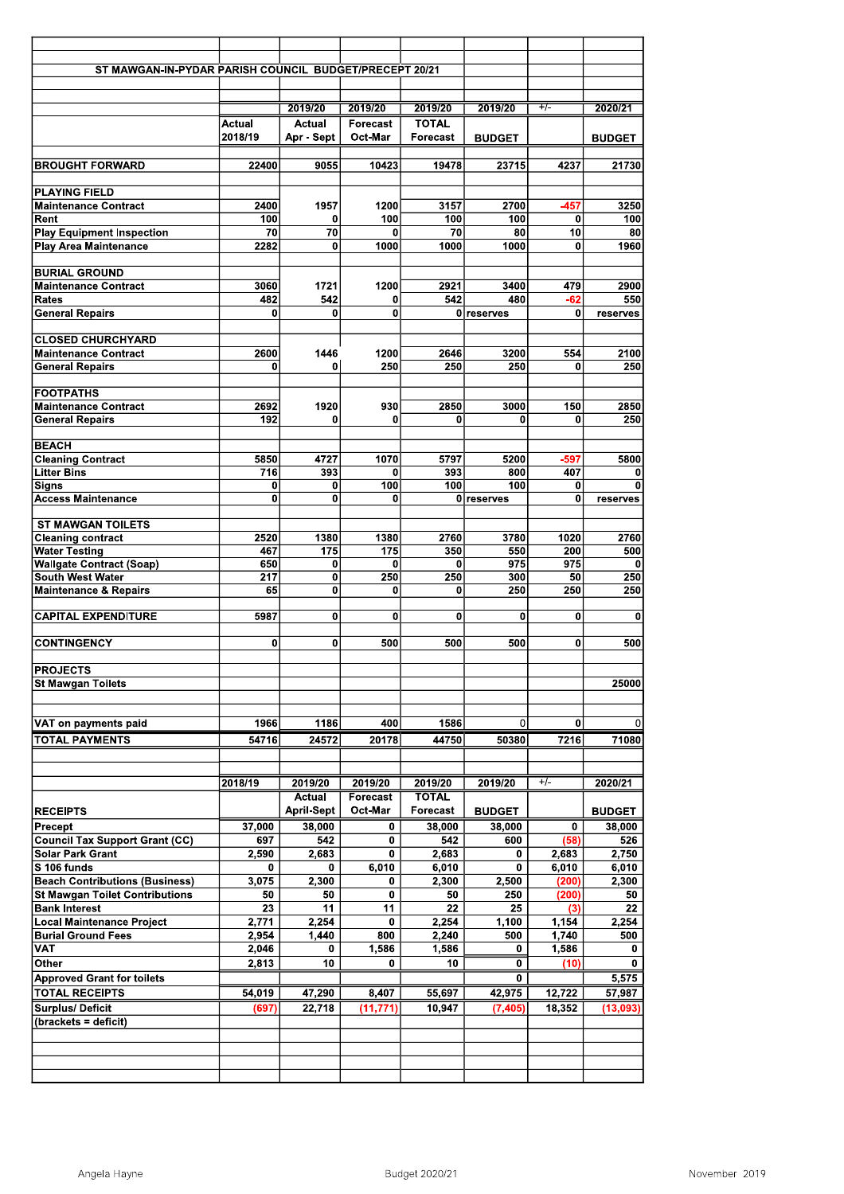## ST MAWGAN-IN-PYDAR PARISH COUNCIL BUDGET/PRECEPT 20/21

| | Actual 2018/19 | 2019/20 Actual Apr - Sept | 2019/20 Forecast Oct-Mar | 2019/20 TOTAL Forecast | 2019/20 BUDGET | +/- | 2020/21 BUDGET |
|---|---|---|---|---|---|---|---|
| **BROUGHT FORWARD** | 22400 | 9055 | 10423 | 19478 | 23715 | 4237 | 21730 |
| **PLAYING FIELD** | | | | | | | |
| Maintenance Contract | 2400 | 1957 | 1200 | 3157 | 2700 | -457 | 3250 |
| Rent | 100 | 0 | 100 | 100 | 100 | 0 | 100 |
| Play Equipment Inspection | 70 | 70 | 0 | 70 | 80 | 10 | 80 |
| Play Area Maintenance | 2282 | 0 | 1000 | 1000 | 1000 | 0 | 1960 |
| **BURIAL GROUND** | | | | | | | |
| Maintenance Contract | 3060 | 1721 | 1200 | 2921 | 3400 | 479 | 2900 |
| Rates | 482 | 542 | 0 | 542 | 480 | -62 | 550 |
| General Repairs | 0 | 0 | 0 | 0 | reserves | 0 | reserves |
| **CLOSED CHURCHYARD** | | | | | | | |
| Maintenance Contract | 2600 | 1446 | 1200 | 2646 | 3200 | 554 | 2100 |
| General Repairs | 0 | 0 | 250 | 250 | 250 | 0 | 250 |
| **FOOTPATHS** | | | | | | | |
| Maintenance Contract | 2692 | 1920 | 930 | 2850 | 3000 | 150 | 2850 |
| General Repairs | 192 | 0 | 0 | 0 | 0 | 0 | 250 |
| **BEACH** | | | | | | | |
| Cleaning Contract | 5850 | 4727 | 1070 | 5797 | 5200 | -597 | 5800 |
| Litter Bins | 716 | 393 | 0 | 393 | 800 | 407 | 0 |
| Signs | 0 | 0 | 100 | 100 | 100 | 0 | 0 |
| Access Maintenance | 0 | 0 | 0 | 0 | reserves | 0 | reserves |
| **ST MAWGAN TOILETS** | | | | | | | |
| Cleaning contract | 2520 | 1380 | 1380 | 2760 | 3780 | 1020 | 2760 |
| Water Testing | 467 | 175 | 175 | 350 | 550 | 200 | 500 |
| Wallgate Contract (Soap) | 650 | 0 | 0 | 0 | 975 | 975 | 0 |
| South West Water | 217 | 0 | 250 | 250 | 300 | 50 | 250 |
| Maintenance & Repairs | 65 | 0 | 0 | 0 | 250 | 250 | 250 |
| **CAPITAL EXPENDITURE** | 5987 | 0 | 0 | 0 | 0 | 0 | 0 |
| **CONTINGENCY** | 0 | 0 | 500 | 500 | 500 | 0 | 500 |
| **PROJECTS** | | | | | | | |
| St Mawgan Toilets | | | | | | | 25000 |
| **VAT on payments paid** | 1966 | 1186 | 400 | 1586 | 0 | 0 | 0 |
| **TOTAL PAYMENTS** | 54716 | 24572 | 20178 | 44750 | 50380 | 7216 | 71080 |

| RECEIPTS | 2018/19 | 2019/20 Actual April-Sept | 2019/20 Forecast Oct-Mar | 2019/20 TOTAL Forecast | 2019/20 BUDGET | +/- | 2020/21 BUDGET |
|---|---|---|---|---|---|---|---|
| **Precept** | 37,000 | 38,000 | 0 | 38,000 | 38,000 | 0 | 38,000 |
| **Council Tax Support Grant (CC)** | 697 | 542 | 0 | 542 | 600 | (58) | 526 |
| **Solar Park Grant** | 2,590 | 2,683 | 0 | 2,683 | 0 | 2,683 | 2,750 |
| **S 106 funds** | 0 | 0 | 6,010 | 6,010 | 0 | 6,010 | 6,010 |
| **Beach Contributions (Business)** | 3,075 | 2,300 | 0 | 2,300 | 2,500 | (200) | 2,300 |
| **St Mawgan Toilet Contributions** | 50 | 50 | 0 | 50 | 250 | (200) | 50 |
| **Bank Interest** | 23 | 11 | 11 | 22 | 25 | (3) | 22 |
| **Local Maintenance Project** | 2,771 | 2,254 | 0 | 2,254 | 1,100 | 1,154 | 2,254 |
| **Burial Ground Fees** | 2,954 | 1,440 | 800 | 2,240 | 500 | 1,740 | 500 |
| **VAT** | 2,046 | 0 | 1,586 | 1,586 | 0 | 1,586 | 0 |
| **Other** | 2,813 | 10 | 0 | 10 | 0 | (10) | 0 |
| **Approved Grant for toilets** | | | | | 0 | | 5,575 |
| **TOTAL RECEIPTS** | 54,019 | 47,290 | 8,407 | 55,697 | 42,975 | 12,722 | 57,987 |
| **Surplus/ Deficit** | (697) | 22,718 | (11,771) | 10,947 | (7,405) | 18,352 | (13,093) |
| **(brackets = deficit)** | | | | | | | |

Angela Hayne — Budget 2020/21 — November 2019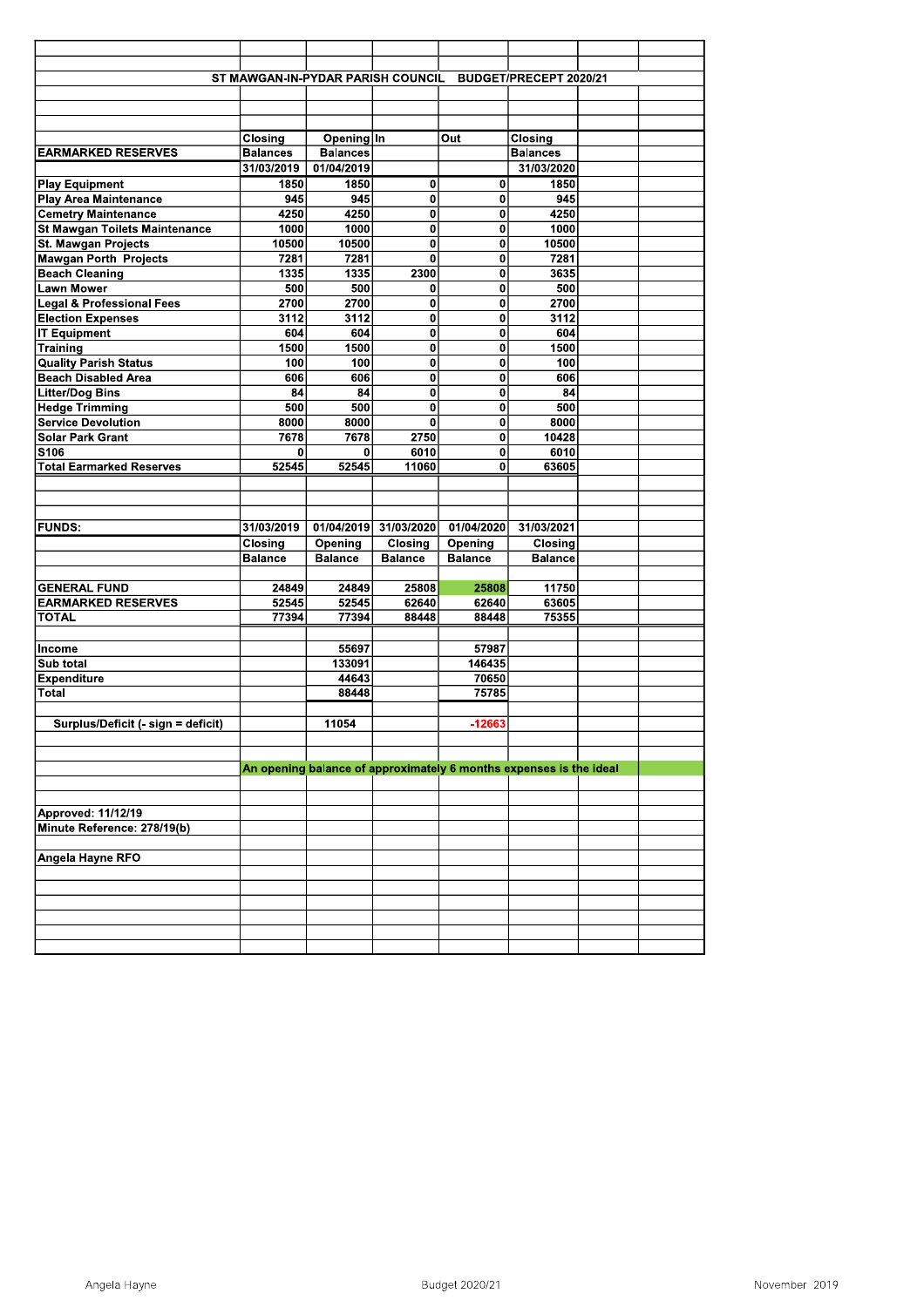# ST MAWGAN-IN-PYDAR PARISH COUNCIL BUDGET/PRECEPT 2020/21

| EARMARKED RESERVES | Closing Balances 31/03/2019 | Opening Balances 01/04/2019 | In | Out | Closing Balances 31/03/2020 |
|---|---|---|---|---|---|
| Play Equipment | 1850 | 1850 | 0 | 0 | 1850 |
| Play Area Maintenance | 945 | 945 | 0 | 0 | 945 |
| Cemetry Maintenance | 4250 | 4250 | 0 | 0 | 4250 |
| St Mawgan Toilets Maintenance | 1000 | 1000 | 0 | 0 | 1000 |
| St. Mawgan Projects | 10500 | 10500 | 0 | 0 | 10500 |
| Mawgan Porth Projects | 7281 | 7281 | 0 | 0 | 7281 |
| Beach Cleaning | 1335 | 1335 | 2300 | 0 | 3635 |
| Lawn Mower | 500 | 500 | 0 | 0 | 500 |
| Legal & Professional Fees | 2700 | 2700 | 0 | 0 | 2700 |
| Election Expenses | 3112 | 3112 | 0 | 0 | 3112 |
| IT Equipment | 604 | 604 | 0 | 0 | 604 |
| Training | 1500 | 1500 | 0 | 0 | 1500 |
| Quality Parish Status | 100 | 100 | 0 | 0 | 100 |
| Beach Disabled Area | 606 | 606 | 0 | 0 | 606 |
| Litter/Dog Bins | 84 | 84 | 0 | 0 | 84 |
| Hedge Trimming | 500 | 500 | 0 | 0 | 500 |
| Service Devolution | 8000 | 8000 | 0 | 0 | 8000 |
| Solar Park Grant | 7678 | 7678 | 2750 | 0 | 10428 |
| S106 | 0 | 0 | 6010 | 0 | 6010 |
| Total Earmarked Reserves | 52545 | 52545 | 11060 | 0 | 63605 |

| FUNDS: | 31/03/2019 Closing Balance | 01/04/2019 Opening Balance | 31/03/2020 Closing Balance | 01/04/2020 Opening Balance | 31/03/2021 Closing Balance |
|---|---|---|---|---|---|
| GENERAL FUND | 24849 | 24849 | 25808 | 25808 | 11750 |
| EARMARKED RESERVES | 52545 | 52545 | 62640 | 62640 | 63605 |
| TOTAL | 77394 | 77394 | 88448 | 88448 | 75355 |
| | | | | | |
| Income | | 55697 | | 57987 | |
| Sub total | | 133091 | | 146435 | |
| Expenditure | | 44643 | | 70650 | |
| Total | | 88448 | | 75785 | |
| | | | | | |
| Surplus/Deficit (- sign = deficit) | | 11054 | | -12663 | |

An opening balance of approximately 6 months expenses is the ideal

Approved: 11/12/19
Minute Reference: 278/19(b)

Angela Hayne RFO

Angela Hayne    Budget 2020/21    November 2019